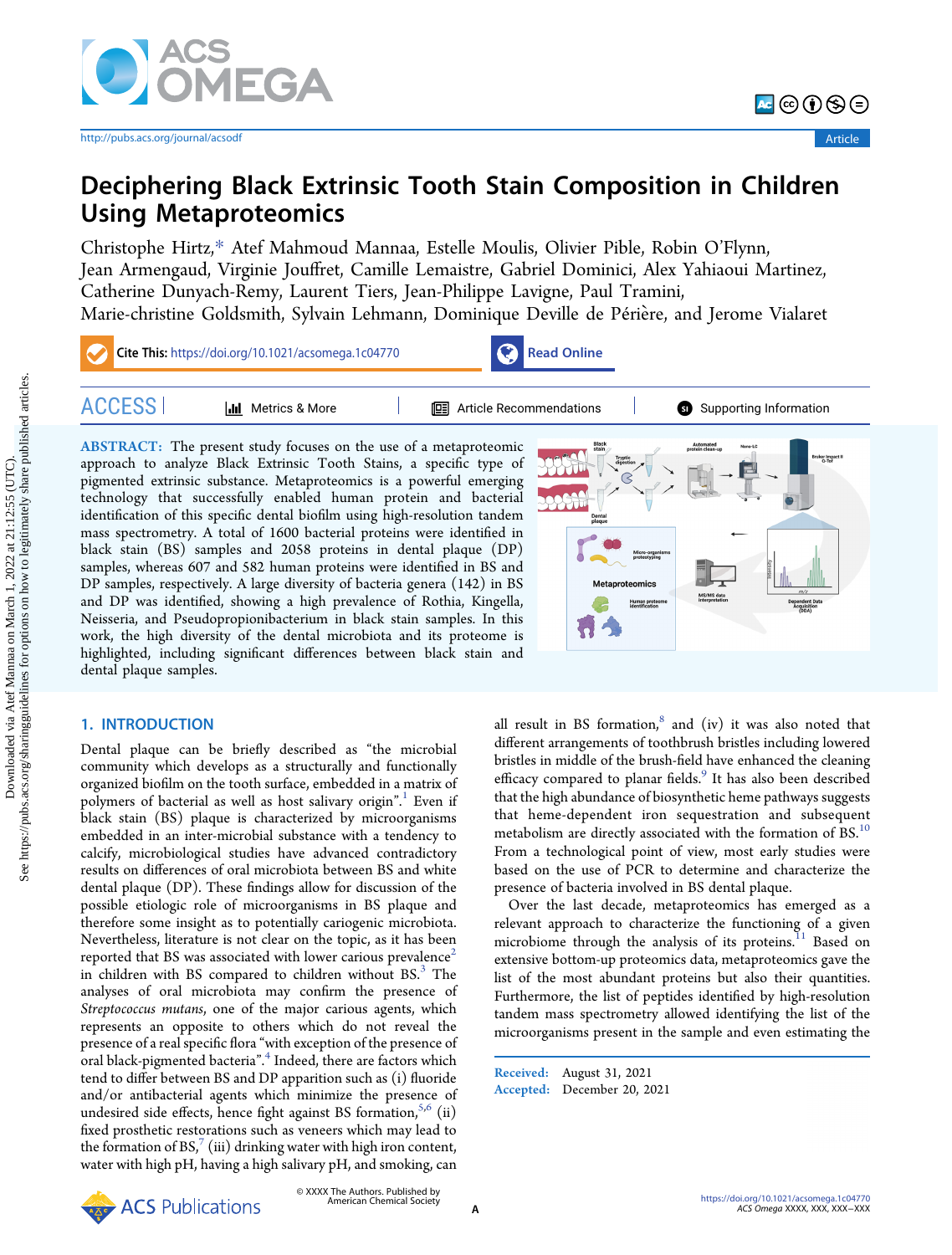# Deciphering Black Extrinsic Tooth Stain Composition in Children Using Metaproteomics

Christophe Hirtz,* Atef Mahmoud Mannaa, Estelle Moulis, Olivier Pible, Robin O'Flynn, Jean Armengaud, Virginie Jouffret, Camille Lemaistre, Gabriel Dominici, Alex Yahiaoui Martinez, Catherine Dunyach-Remy, Laurent Tiers, Jean-Philippe Lavigne, Paul Tramini, Marie-christine Goldsmith, Sylvain Lehmann, Dominique Deville de Périère, and Jerome Vialaret

**Cite This:** https://doi.org/10.1021/acsomega.1c04770

**ABSTRACT:** The present study focuses on the use of a metaproteomic approach to analyze Black Extrinsic Tooth Stains, a specific type of pigmented extrinsic substance. Metaproteomics is a powerful emerging technology that successfully enabled human protein and bacterial identification of this specific dental biofilm using high-resolution tandem mass spectrometry. A total of 1600 bacterial proteins were identified in black stain (BS) samples and 2058 proteins in dental plaque (DP) samples, whereas 607 and 582 human proteins were identified in BS and DP samples, respectively. A large diversity of bacteria genera (142) in BS and DP was identified, showing a high prevalence of Rothia, Kingella, Neisseria, and Pseudopropionibacterium in black stain samples. In this work, the high diversity of the dental microbiota and its proteome is highlighted, including significant differences between black stain and dental plaque samples.

## 1. INTRODUCTION

Dental plaque can be briefly described as "the microbial community which develops as a structurally and functionally organized biofilm on the tooth surface, embedded in a matrix of polymers of bacterial as well as host salivary origin".[1] Even if black stain (BS) plaque is characterized by microorganisms embedded in an inter-microbial substance with a tendency to calcify, microbiological studies have advanced contradictory results on differences of oral microbiota between BS and white dental plaque (DP). These findings allow for discussion of the possible etiologic role of microorganisms in BS plaque and therefore some insight as to potentially cariogenic microbiota. Nevertheless, literature is not clear on the topic, as it has been reported that BS was associated with lower carious prevalence[2] in children with BS compared to children without BS.[3] The analyses of oral microbiota may confirm the presence of *Streptococcus mutans*, one of the major carious agents, which represents an opposite to others which do not reveal the presence of a real specific flora "with exception of the presence of oral black-pigmented bacteria".[4] Indeed, there are factors which tend to differ between BS and DP apparition such as (i) fluoride and/or antibacterial agents which minimize the presence of undesired side effects, hence fight against BS formation,[5,6] (ii) fixed prosthetic restorations such as veneers which may lead to the formation of BS,[7] (iii) drinking water with high iron content, water with high pH, having a high salivary pH, and smoking, can all result in BS formation,[8] and (iv) it was also noted that different arrangements of toothbrush bristles including lowered bristles in middle of the brush-field have enhanced the cleaning efficacy compared to planar fields.[9] It has also been described that the high abundance of biosynthetic heme pathways suggests that heme-dependent iron sequestration and subsequent metabolism are directly associated with the formation of BS.[10] From a technological point of view, most early studies were based on the use of PCR to determine and characterize the presence of bacteria involved in BS dental plaque.

Over the last decade, metaproteomics has emerged as a relevant approach to characterize the functioning of a given microbiome through the analysis of its proteins.[11] Based on extensive bottom-up proteomics data, metaproteomics gave the list of the most abundant proteins but also their quantities. Furthermore, the list of peptides identified by high-resolution tandem mass spectrometry allowed identifying the list of the microorganisms present in the sample and even estimating the

Received: August 31, 2021
Accepted: December 20, 2021

© XXXX The Authors. Published by American Chemical Society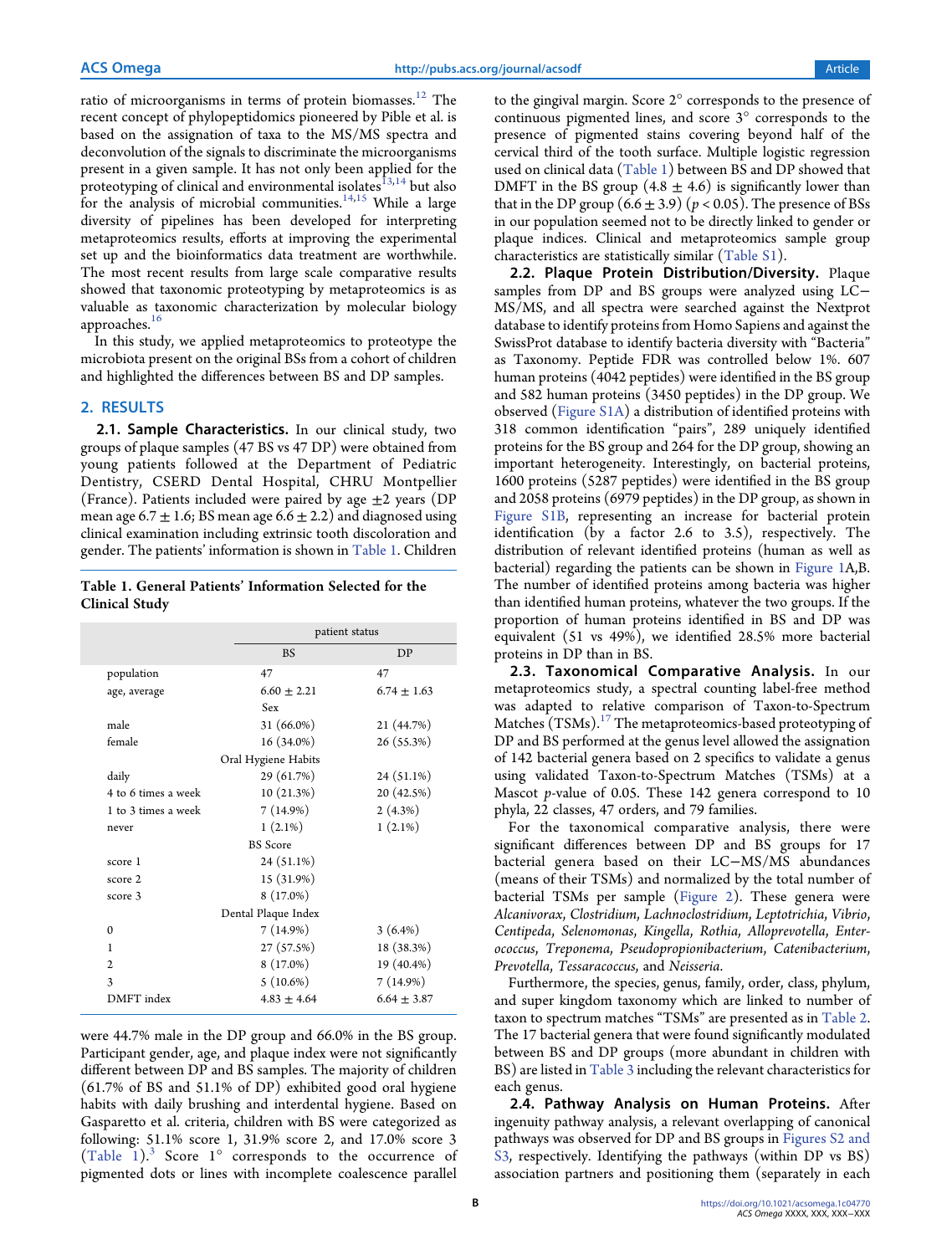ratio of microorganisms in terms of protein biomasses.[12] The recent concept of phylopeptidomics pioneered by Pible et al. is based on the assignation of taxa to the MS/MS spectra and deconvolution of the signals to discriminate the microorganisms present in a given sample. It has not only been applied for the proteotyping of clinical and environmental isolates[13,14] but also for the analysis of microbial communities.[14,15] While a large diversity of pipelines has been developed for interpreting metaproteomics results, efforts at improving the experimental set up and the bioinformatics data treatment are worthwhile. The most recent results from large scale comparative results showed that taxonomic proteotyping by metaproteomics is as valuable as taxonomic characterization by molecular biology approaches.[16]

In this study, we applied metaproteomics to proteotype the microbiota present on the original BSs from a cohort of children and highlighted the differences between BS and DP samples.

## 2. RESULTS

### 2.1. Sample Characteristics.

In our clinical study, two groups of plaque samples (47 BS vs 47 DP) were obtained from young patients followed at the Department of Pediatric Dentistry, CSERD Dental Hospital, CHRU Montpellier (France). Patients included were paired by age ±2 years (DP mean age 6.7 ± 1.6; BS mean age 6.6 ± 2.2) and diagnosed using clinical examination including extrinsic tooth discoloration and gender. The patients' information is shown in Table 1. Children

**Table 1. General Patients' Information Selected for the Clinical Study**

| | patient status | |
|---|---|---|
| | BS | DP |
| population | 47 | 47 |
| age, average | 6.60 ± 2.21 | 6.74 ± 1.63 |
| **Sex** | | |
| male | 31 (66.0%) | 21 (44.7%) |
| female | 16 (34.0%) | 26 (55.3%) |
| **Oral Hygiene Habits** | | |
| daily | 29 (61.7%) | 24 (51.1%) |
| 4 to 6 times a week | 10 (21.3%) | 20 (42.5%) |
| 1 to 3 times a week | 7 (14.9%) | 2 (4.3%) |
| never | 1 (2.1%) | 1 (2.1%) |
| **BS Score** | | |
| score 1 | 24 (51.1%) | |
| score 2 | 15 (31.9%) | |
| score 3 | 8 (17.0%) | |
| **Dental Plaque Index** | | |
| 0 | 7 (14.9%) | 3 (6.4%) |
| 1 | 27 (57.5%) | 18 (38.3%) |
| 2 | 8 (17.0%) | 19 (40.4%) |
| 3 | 5 (10.6%) | 7 (14.9%) |
| DMFT index | 4.83 ± 4.64 | 6.64 ± 3.87 |

were 44.7% male in the DP group and 66.0% in the BS group. Participant gender, age, and plaque index were not significantly different between DP and BS samples. The majority of children (61.7% of BS and 51.1% of DP) exhibited good oral hygiene habits with daily brushing and interdental hygiene. Based on Gasparetto et al. criteria, children with BS were categorized as following: 51.1% score 1, 31.9% score 2, and 17.0% score 3 (Table 1).[3] Score 1° corresponds to the occurrence of pigmented dots or lines with incomplete coalescence parallel to the gingival margin. Score 2° corresponds to the presence of continuous pigmented lines, and score 3° corresponds to the presence of pigmented stains covering beyond half of the cervical third of the tooth surface. Multiple logistic regression used on clinical data (Table 1) between BS and DP showed that DMFT in the BS group (4.8 ± 4.6) is significantly lower than that in the DP group (6.6 ± 3.9) ($p < 0.05$). The presence of BSs in our population seemed not to be directly linked to gender or plaque indices. Clinical and metaproteomics sample group characteristics are statistically similar (Table S1).

### 2.2. Plaque Protein Distribution/Diversity.

Plaque samples from DP and BS groups were analyzed using LC–MS/MS, and all spectra were searched against the Nextprot database to identify proteins from Homo Sapiens and against the SwissProt database to identify bacteria diversity with "Bacteria" as Taxonomy. Peptide FDR was controlled below 1%. 607 human proteins (4042 peptides) were identified in the BS group and 582 human proteins (3450 peptides) in the DP group. We observed (Figure S1A) a distribution of identified proteins with 318 common identification "pairs", 289 uniquely identified proteins for the BS group and 264 for the DP group, showing an important heterogeneity. Interestingly, on bacterial proteins, 1600 proteins (5287 peptides) were identified in the BS group and 2058 proteins (6979 peptides) in the DP group, as shown in Figure S1B, representing an increase for bacterial protein identification (by a factor 2.6 to 3.5), respectively. The distribution of relevant identified proteins (human as well as bacterial) regarding the patients can be shown in Figure 1A,B. The number of identified proteins among bacteria was higher than identified human proteins, whatever the two groups. If the proportion of human proteins identified in BS and DP was equivalent (51 vs 49%), we identified 28.5% more bacterial proteins in DP than in BS.

### 2.3. Taxonomical Comparative Analysis.

In our metaproteomics study, a spectral counting label-free method was adapted to relative comparison of Taxon-to-Spectrum Matches (TSMs).[17] The metaproteomics-based proteotyping of DP and BS performed at the genus level allowed the assignation of 142 bacterial genera based on 2 specifics to validate a genus using validated Taxon-to-Spectrum Matches (TSMs) at a Mascot $p$-value of 0.05. These 142 genera correspond to 10 phyla, 22 classes, 47 orders, and 79 families.

For the taxonomical comparative analysis, there were significant differences between DP and BS groups for 17 bacterial genera based on their LC–MS/MS abundances (means of their TSMs) and normalized by the total number of bacterial TSMs per sample (Figure 2). These genera were *Alcanivorax*, *Clostridium*, *Lachnoclostridium*, *Leptotrichia*, *Vibrio*, *Centipeda*, *Selenomonas*, *Kingella*, *Rothia*, *Alloprevotella*, *Enterococcus*, *Treponema*, *Pseudopropionibacterium*, *Catenibacterium*, *Prevotella*, *Tessaracoccus*, and *Neisseria*.

Furthermore, the species, genus, family, order, class, phylum, and super kingdom taxonomy which are linked to number of taxon to spectrum matches "TSMs" are presented as in Table 2. The 17 bacterial genera that were found significantly modulated between BS and DP groups (more abundant in children with BS) are listed in Table 3 including the relevant characteristics for each genus.

### 2.4. Pathway Analysis on Human Proteins.

After ingenuity pathway analysis, a relevant overlapping of canonical pathways was observed for DP and BS groups in Figures S2 and S3, respectively. Identifying the pathways (within DP vs BS) association partners and positioning them (separately in each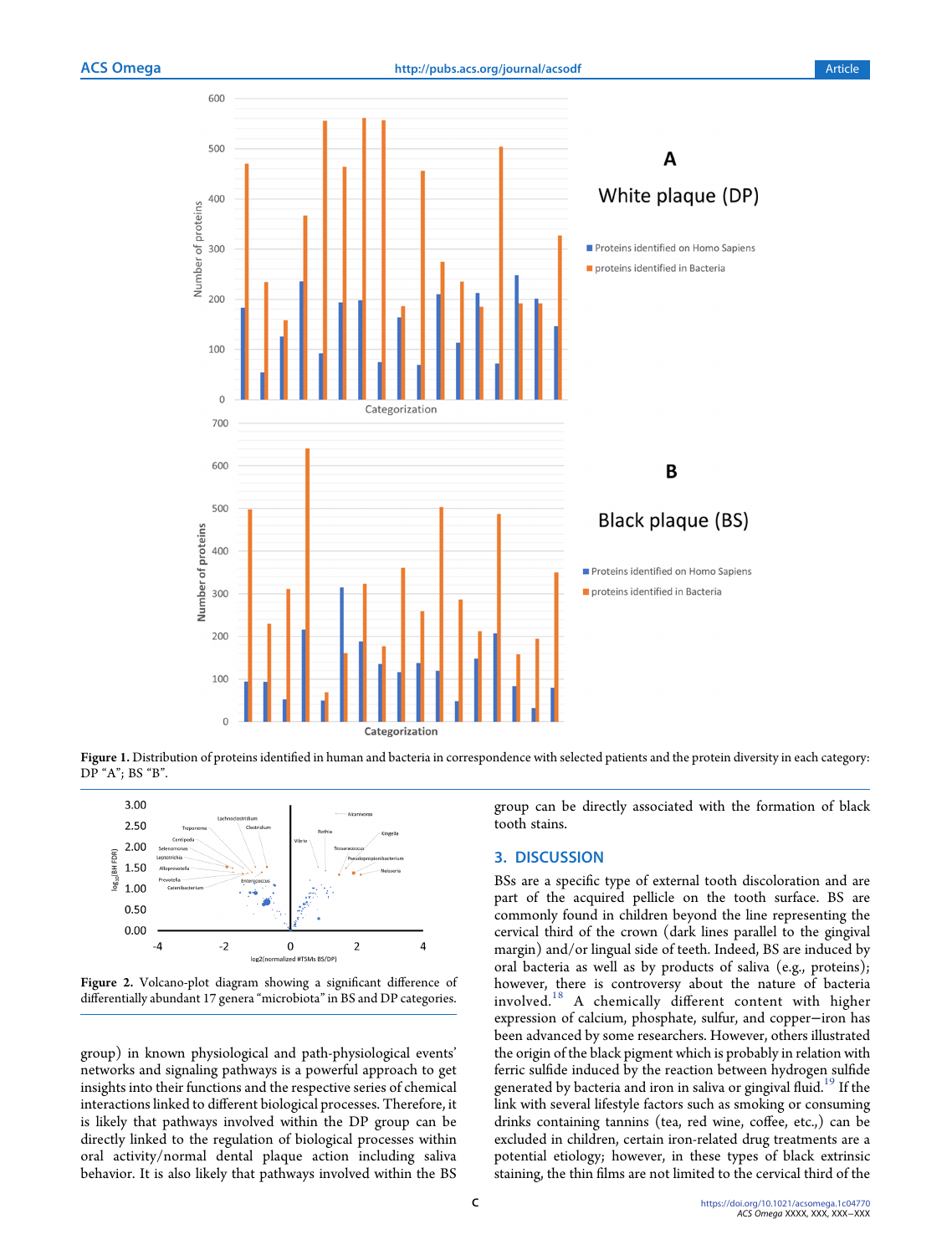**Figure 1.** Distribution of proteins identified in human and bacteria in correspondence with selected patients and the protein diversity in each category: DP "A"; BS "B".

**Figure 2.** Volcano-plot diagram showing a significant difference of differentially abundant 17 genera "microbiota" in BS and DP categories.

group) in known physiological and path-physiological events' networks and signaling pathways is a powerful approach to get insights into their functions and the respective series of chemical interactions linked to different biological processes. Therefore, it is likely that pathways involved within the DP group can be directly linked to the regulation of biological processes within oral activity/normal dental plaque action including saliva behavior. It is also likely that pathways involved within the BS group can be directly associated with the formation of black tooth stains.

## 3. DISCUSSION

BSs are a specific type of external tooth discoloration and are part of the acquired pellicle on the tooth surface. BS are commonly found in children beyond the line representing the cervical third of the crown (dark lines parallel to the gingival margin) and/or lingual side of teeth. Indeed, BS are induced by oral bacteria as well as by products of saliva (e.g., proteins); however, there is controversy about the nature of bacteria involved.[18] A chemically different content with higher expression of calcium, phosphate, sulfur, and copper−iron has been advanced by some researchers. However, others illustrated the origin of the black pigment which is probably in relation with ferric sulfide induced by the reaction between hydrogen sulfide generated by bacteria and iron in saliva or gingival fluid.[19] If the link with several lifestyle factors such as smoking or consuming drinks containing tannins (tea, red wine, coffee, etc.,) can be excluded in children, certain iron-related drug treatments are a potential etiology; however, in these types of black extrinsic staining, the thin films are not limited to the cervical third of the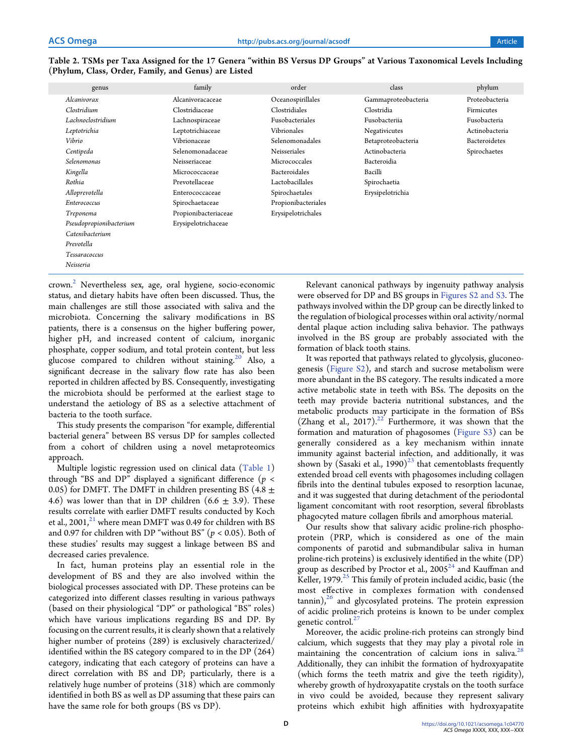Table 2. TSMs per Taxa Assigned for the 17 Genera "within BS Versus DP Groups" at Various Taxonomical Levels Including (Phylum, Class, Order, Family, and Genus) are Listed

| genus | family | order | class | phylum |
|---|---|---|---|---|
| *Alcanivorax* | Alcanivoracaceae | Oceanospirillales | Gammaproteobacteria | Proteobacteria |
| *Clostridium* | Clostridiaceae | Clostridiales | Clostridia | Firmicutes |
| *Lachnoclostridium* | Lachnospiraceae | Fusobacteriales | Fusobacteriia | Fusobacteria |
| *Leptotrichia* | Leptotrichiaceae | Vibrionales | Negativicutes | Actinobacteria |
| *Vibrio* | Vibrionaceae | Selenomonadales | Betaproteobacteria | Bacteroidetes |
| *Centipeda* | Selenomonadaceae | Neisseriales | Actinobacteria | Spirochaetes |
| *Selenomonas* | Neisseriaceae | Micrococcales | Bacteroidia | |
| *Kingella* | Micrococcaceae | Bacteroidales | Bacilli | |
| *Rothia* | Prevotellaceae | Lactobacillales | Spirochaetia | |
| *Alloprevotella* | Enterococcaceae | Spirochaetales | Erysipelotrichia | |
| *Enterococcus* | Spirochaetaceae | Propionibacteriales | | |
| *Treponema* | Propionibacteriaceae | Erysipelotrichales | | |
| *Pseudopropionibacterium* | Erysipelotrichaceae | | | |
| *Catenibacterium* | | | | |
| *Prevotella* | | | | |
| *Tessaracoccus* | | | | |
| *Neisseria* | | | | |

crown.[2] Nevertheless sex, age, oral hygiene, socio-economic status, and dietary habits have often been discussed. Thus, the main challenges are still those associated with saliva and the microbiota. Concerning the salivary modifications in BS patients, there is a consensus on the higher buffering power, higher pH, and increased content of calcium, inorganic phosphate, copper sodium, and total protein content, but less glucose compared to children without staining.[20] Also, a significant decrease in the salivary flow rate has also been reported in children affected by BS. Consequently, investigating the microbiota should be performed at the earliest stage to understand the aetiology of BS as a selective attachment of bacteria to the tooth surface.

This study presents the comparison "for example, differential bacterial genera" between BS versus DP for samples collected from a cohort of children using a novel metaproteomics approach.

Multiple logistic regression used on clinical data (Table 1) through "BS and DP" displayed a significant difference ($p < 0.05$) for DMFT. The DMFT in children presenting BS ($4.8 \pm 4.6$) was lower than that in DP children ($6.6 \pm 3.9$). These results correlate with earlier DMFT results conducted by Koch et al., 2001,[21] where mean DMFT was 0.49 for children with BS and 0.97 for children with DP "without BS" ($p < 0.05$). Both of these studies' results may suggest a linkage between BS and decreased caries prevalence.

In fact, human proteins play an essential role in the development of BS and they are also involved within the biological processes associated with DP. These proteins can be categorized into different classes resulting in various pathways (based on their physiological "DP" or pathological "BS" roles) which have various implications regarding BS and DP. By focusing on the current results, it is clearly shown that a relatively higher number of proteins (289) is exclusively characterized/identified within the BS category compared to in the DP (264) category, indicating that each category of proteins can have a direct correlation with BS and DP; particularly, there is a relatively huge number of proteins (318) which are commonly identified in both BS as well as DP assuming that these pairs can have the same role for both groups (BS vs DP).

Relevant canonical pathways by ingenuity pathway analysis were observed for DP and BS groups in Figures S2 and S3. The pathways involved within the DP group can be directly linked to the regulation of biological processes within oral activity/normal dental plaque action including saliva behavior. The pathways involved in the BS group are probably associated with the formation of black tooth stains.

It was reported that pathways related to glycolysis, gluconeogenesis (Figure S2), and starch and sucrose metabolism were more abundant in the BS category. The results indicated a more active metabolic state in teeth with BSs. The deposits on the teeth may provide bacteria nutritional substances, and the metabolic products may participate in the formation of BSs (Zhang et al., 2017).[22] Furthermore, it was shown that the formation and maturation of phagosomes (Figure S3) can be generally considered as a key mechanism within innate immunity against bacterial infection, and additionally, it was shown by (Sasaki et al., 1990)[23] that cementoblasts frequently extended broad cell events with phagosomes including collagen fibrils into the dentinal tubules exposed to resorption lacunae, and it was suggested that during detachment of the periodontal ligament concomitant with root resorption, several fibroblasts phagocyted mature collagen fibrils and amorphous material.

Our results show that salivary acidic proline-rich phosphoprotein (PRP, which is considered as one of the main components of parotid and submandibular saliva in human proline-rich proteins) is exclusively identified in the white (DP) group as described by Proctor et al., 2005[24] and Kauffman and Keller, 1979.[25] This family of protein included acidic, basic (the most effective in complexes formation with condensed tannin),[26] and glycosylated proteins. The protein expression of acidic proline-rich proteins is known to be under complex genetic control.[27]

Moreover, the acidic proline-rich proteins can strongly bind calcium, which suggests that they may play a pivotal role in maintaining the concentration of calcium ions in saliva.[28] Additionally, they can inhibit the formation of hydroxyapatite (which forms the teeth matrix and give the teeth rigidity), whereby growth of hydroxyapatite crystals on the tooth surface in vivo could be avoided, because they represent salivary proteins which exhibit high affinities with hydroxyapatite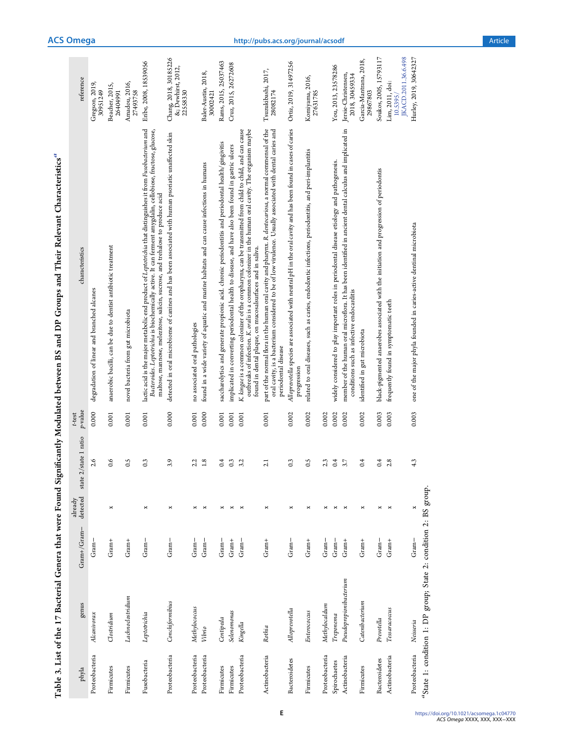**Table 3. List of the 17 Bacterial Genera that were Found Significantly Modulated between BS and DP Groups and Their Relevant Characteristics**[a]

| phyla | genus | Gram+/Gram− | already detected | state 2/state 1 ratio | t-test p-value | characteristics | reference |
|---|---|---|---|---|---|---|---|
| Proteobacteria | *Alcanivorax* | Gram− | | 2.6 | 0.000 | degradation of linear and branched alcanes | Gregson, 2019, 30951249 |
| Firmicutes | *Clostridium* | Gram+ | x | 0.6 | 0.001 | anaerobic bacilli, can be due to dentist antibiotic treatment | Beacher, 2015, 26404991 |
| Firmicutes | *Lachnoclostridium* | Gram+ | | 0.5 | 0.001 | novel bacteria from gut microbiota | Amadou, 2016, 27493758 |
| Fusobacteria | *Leptotrichia* | Gram− | x | 0.3 | 0.001 | lactic acid is the major metabolic end product of *Leptotrichia* that distinguishes it from *Fusobacterium* and *Bacteroides*. *Leptotrichia* is biochemically active. It can ferment amygdalin, cellobiose, fructose, glucose, maltose, mannose, melezitose, salicin, sucrose, and trehalose to produce acid | Eribe, 2008, 18539056 |
| Proteobacteria | *Conchiformibius* | Gram− | x | 3.9 | 0.000 | detected in oral microbiome of canines and has been associated with human psoriatic unaffected skin | Chang, 2018, 30185226 &; Dewhirst, 2012, 22558330 |
| Proteobacteria | *Methylococcus* | Gram− | x | 2.2 | 0.001 | no associated oral pathologies | |
| Proteobacteria | *Vibrio* | Gram− | x | 1.8 | 0.000 | found in a wide variety of aquatic and marine habitats and can cause infections in humans | Baker-Austin, 2018, 30002421 |
| Firmicutes | *Centipeda* | Gram− | x | 0.4 | 0.001 | saccharolytics and generate propionic acid. chronic periodontitis and periodontal health/gingivitis | Rams, 2015, 25037463 |
| Firmicutes | *Selenomonas* | Gram+ | x | 0.3 | 0.001 | implicated in converting periodontal health to disease, and have also been found in gastric ulcers | Cruz, 2015, 26272608 |
| Proteobacteria | *Kingella* | Gram− | x | 3.2 | 0.001 | *K. kingae* is a common colonizer of the oropharynx, can be transmitted from child to child, and can cause outbreaks of infection. *K. oralis* is a common colonizer in the human oral cavity. The organism maybe found in dental plaque, on mucosalsurfaces and in saliva. | |
| Actinobacteria | *Rothia* | Gram+ | x | 2.1 | 0.001 | part of the normal flora in the human oral cavity and pharynx. *R. dentocariosa*, a normal commensal of the oral cavity, is a bacterium considered to be of low virulence. Usually associated with dental caries and periodontal disease | Tsuzukibashi, 2017, 28082174 |
| Bacteroidetes | *Alloprevotella* | Gram− | x | 0.3 | 0.002 | *Alloprevotella* species are associated with neutral pH in the oral cavity and has been found in cases of caries progression | Ortiz, 2019, 31497256 |
| Firmicutes | *Enterococcus* | Gram+ | x | 0.5 | 0.002 | related to oral diseases, such as caries, endodontic infections, periodontitis, and peri-implantitis | Komiyama, 2016, 27631785 |
| Proteobacteria | *Methylocaldum* | Gram− | x | 2.3 | 0.002 | | |
| Spirochaetes | *Treponema* | Gram− | x | 0.4 | 0.002 | widely considered to play important roles in periodontal disease etiology and pathogenesis. | You, 2013, 23578286 |
| Actinobacteria | *Pseudopropionibacterium* | Gram+ | x | 3.7 | 0.002 | member of the human oral microflora. It has been identified in ancient dental calculus and implicated in conditions such as infective endocarditis | Jersie-Christensen, 2018, 30459334 |
| Firmicutes | *Catenibacterium* | Gram+ | x | 0.4 | 0.002 | identified in gut microbiota | Garcia-Mantrana, 2018, 29867803 |
| Bacteroidetes | *Prevotella* | Gram− | x | 0.4 | 0.003 | black-pigmented anaerobes associated with the initiation and progression of periodontis | Soukos, 2005, 15793117 |
| Actinobacteria | *Tessaracoccus* | Gram+ | x | 2.8 | 0.003 | frequently found in symptomatic teeth | Lim, 2011, doi: 10.5395/JKACD.2011.36.6.498 |
| Proteobacteria | *Neisseria* | Gram− | x | 4.3 | 0.003 | one of the major phyla founded in caries-active dentinal microbiota | Hurley, 2019, 30642327 |

[a]State 1: condition 1: DP group; State 2: condition 2: BS group.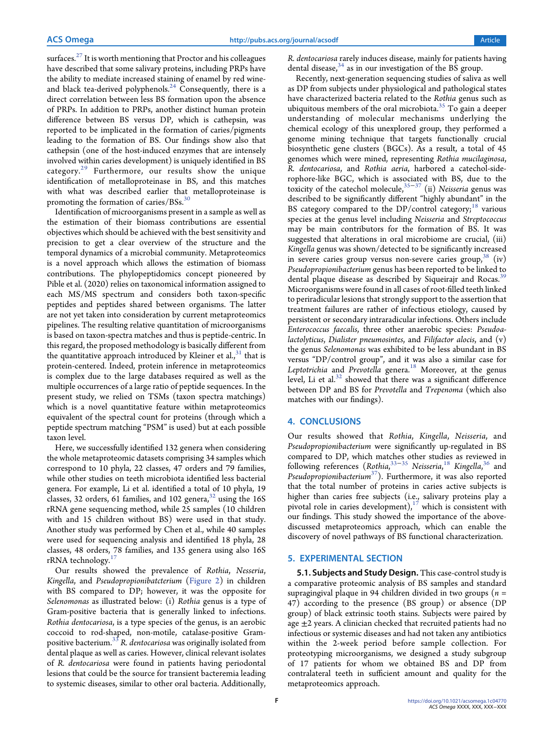surfaces.[27] It is worth mentioning that Proctor and his colleagues have described that some salivary proteins, including PRPs have the ability to mediate increased staining of enamel by red wine- and black tea-derived polyphenols.[24] Consequently, there is a direct correlation between less BS formation upon the absence of PRPs. In addition to PRPs, another distinct human protein difference between BS versus DP, which is cathepsin, was reported to be implicated in the formation of caries/pigments leading to the formation of BS. Our findings show also that cathepsin (one of the host-induced enzymes that are intensely involved within caries development) is uniquely identified in BS category.[29] Furthermore, our results show the unique identification of metalloproteinase in BS, and this matches with what was described earlier that metalloproteinase is promoting the formation of caries/BSs.[30]

Identification of microorganisms present in a sample as well as the estimation of their biomass contributions are essential objectives which should be achieved with the best sensitivity and precision to get a clear overview of the structure and the temporal dynamics of a microbial community. Metaproteomics is a novel approach which allows the estimation of biomass contributions. The phylopeptidomics concept pioneered by Pible et al. (2020) relies on taxonomical information assigned to each MS/MS spectrum and considers both taxon-specific peptides and peptides shared between organisms. The latter are not yet taken into consideration by current metaproteomics pipelines. The resulting relative quantitation of microorganisms is based on taxon-spectra matches and thus is peptide-centric. In this regard, the proposed methodology is basically different from the quantitative approach introduced by Kleiner et al.,[31] that is protein-centered. Indeed, protein inference in metaproteomics is complex due to the large databases required as well as the multiple occurrences of a large ratio of peptide sequences. In the present study, we relied on TSMs (taxon spectra matchings) which is a novel quantitative feature within metaproteomics equivalent of the spectral count for proteins (through which a peptide spectrum matching "PSM" is used) but at each possible taxon level.

Here, we successfully identified 132 genera when considering the whole metaproteomic datasets comprising 34 samples which correspond to 10 phyla, 22 classes, 47 orders and 79 families, while other studies on teeth microbiota identified less bacterial genera. For example, Li et al. identified a total of 10 phyla, 19 classes, 32 orders, 61 families, and 102 genera,[32] using the 16S rRNA gene sequencing method, while 25 samples (10 children with and 15 children without BS) were used in that study. Another study was performed by Chen et al., while 40 samples were used for sequencing analysis and identified 18 phyla, 28 classes, 48 orders, 78 families, and 135 genera using also 16S rRNA technology.[17]

Our results showed the prevalence of *Rothia*, *Nesseria*, *Kingella*, and *Pseudopropionibatcterium* (Figure 2) in children with BS compared to DP; however, it was the opposite for *Selenomonas* as illustrated below: (i) *Rothia* genus is a type of Gram-positive bacteria that is generally linked to infections. *Rothia dentocariosa*, is a type species of the genus, is an aerobic coccoid to rod-shaped, non-motile, catalase-positive Gram-positive bacterium.[33] *R. dentocariosa* was originally isolated from dental plaque as well as caries. However, clinical relevant isolates of *R. dentocariosa* were found in patients having periodontal lesions that could be the source for transient bacteremia leading to systemic diseases, similar to other oral bacteria. Additionally, *R. dentocariosa* rarely induces disease, mainly for patients having dental disease,[34] as in our investigation of the BS group.

Recently, next-generation sequencing studies of saliva as well as DP from subjects under physiological and pathological states have characterized bacteria related to the *Rothia* genus such as ubiquitous members of the oral microbiota.[35] To gain a deeper understanding of molecular mechanisms underlying the chemical ecology of this unexplored group, they performed a genome mining technique that targets functionally crucial biosynthetic gene clusters (BGCs). As a result, a total of 45 genomes which were mined, representing *Rothia mucilaginosa*, *R. dentocariosa*, and *Rothia aeria*, harbored a catechol-siderophore-like BGC, which is associated with BS, due to the toxicity of the catechol molecule,[35−37] (ii) *Neisseria* genus was described to be significantly different "highly abundant" in the BS category compared to the DP/control category;[18] various species at the genus level including *Neisseria* and *Streptococcus* may be main contributors for the formation of BS. It was suggested that alterations in oral microbiome are crucial, (iii) *Kingella* genus was shown/detected to be significantly increased in severe caries group versus non-severe caries group,[38] (iv) *Pseudopropionibacterium* genus has been reported to be linked to dental plaque disease as described by Siqueirajr and Rocas.[39] Microorganisms were found in all cases of root-filled teeth linked to periradicular lesions that strongly support to the assertion that treatment failures are rather of infectious etiology, caused by persistent or secondary intraradicular infections. Others include *Enterococcus faecalis*, three other anaerobic species: *Pseudoalactolyticus*, *Dialister pneumosintes*, and *Filifactor alocis*, and (v) the genus *Selenomonas* was exhibited to be less abundant in BS versus "DP/control group", and it was also a similar case for *Leptotrichia* and *Prevotella* genera.[18] Moreover, at the genus level, Li et al.[32] showed that there was a significant difference between DP and BS for *Prevotella* and *Trepenoma* (which also matches with our findings).

## 4. CONCLUSIONS

Our results showed that *Rothia*, *Kingella*, *Neisseria*, and *Pseudopropionibacterium* were significantly up-regulated in BS compared to DP, which matches other studies as reviewed in following references (*Rothia*,[33−35] *Neisseria*,[18] *Kingella*,[36] and *Pseudopropionibacterium*[37]). Furthermore, it was also reported that the total number of proteins in caries active subjects is higher than caries free subjects (i.e., salivary proteins play a pivotal role in caries development),[17] which is consistent with our findings. This study showed the importance of the above-discussed metaproteomics approach, which can enable the discovery of novel pathways of BS functional characterization.

## 5. EXPERIMENTAL SECTION

**5.1. Subjects and Study Design.** This case-control study is a comparative proteomic analysis of BS samples and standard supragingival plaque in 94 children divided in two groups ($n$ = 47) according to the presence (BS group) or absence (DP group) of black extrinsic tooth stains. Subjects were paired by age ±2 years. A clinician checked that recruited patients had no infectious or systemic diseases and had not taken any antibiotics within the 2-week period before sample collection. For proteotyping microorganisms, we designed a study subgroup of 17 patients for whom we obtained BS and DP from contralateral teeth in sufficient amount and quality for the metaproteomics approach.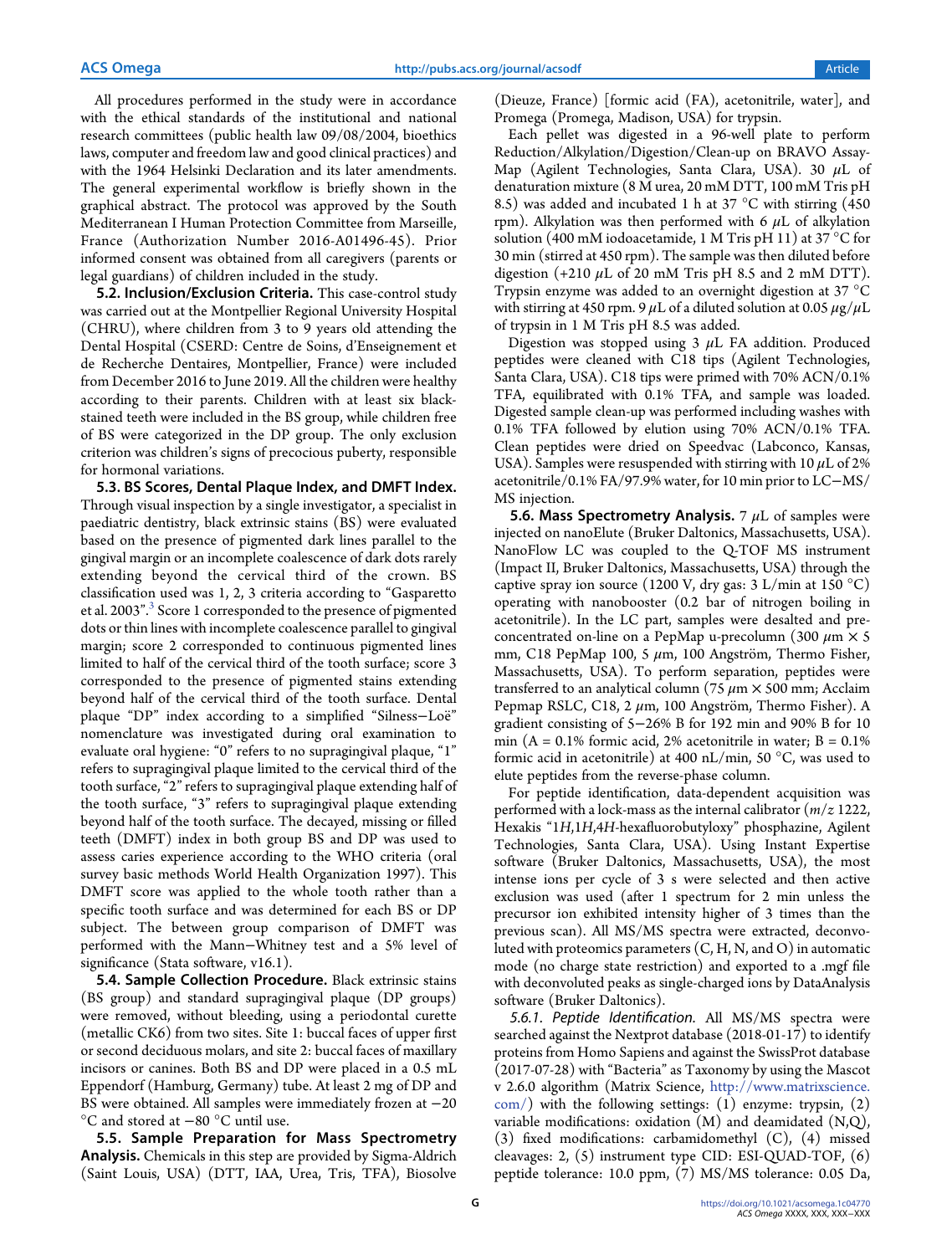All procedures performed in the study were in accordance with the ethical standards of the institutional and national research committees (public health law 09/08/2004, bioethics laws, computer and freedom law and good clinical practices) and with the 1964 Helsinki Declaration and its later amendments. The general experimental workflow is briefly shown in the graphical abstract. The protocol was approved by the South Mediterranean I Human Protection Committee from Marseille, France (Authorization Number 2016-A01496-45). Prior informed consent was obtained from all caregivers (parents or legal guardians) of children included in the study.

**5.2. Inclusion/Exclusion Criteria.** This case-control study was carried out at the Montpellier Regional University Hospital (CHRU), where children from 3 to 9 years old attending the Dental Hospital (CSERD: Centre de Soins, d'Enseignement et de Recherche Dentaires, Montpellier, France) were included from December 2016 to June 2019. All the children were healthy according to their parents. Children with at least six black-stained teeth were included in the BS group, while children free of BS were categorized in the DP group. The only exclusion criterion was children's signs of precocious puberty, responsible for hormonal variations.

**5.3. BS Scores, Dental Plaque Index, and DMFT Index.** Through visual inspection by a single investigator, a specialist in paediatric dentistry, black extrinsic stains (BS) were evaluated based on the presence of pigmented dark lines parallel to the gingival margin or an incomplete coalescence of dark dots rarely extending beyond the cervical third of the crown. BS classification used was 1, 2, 3 criteria according to "Gasparetto et al. 2003".[3] Score 1 corresponded to the presence of pigmented dots or thin lines with incomplete coalescence parallel to gingival margin; score 2 corresponded to continuous pigmented lines limited to half of the cervical third of the tooth surface; score 3 corresponded to the presence of pigmented stains extending beyond half of the cervical third of the tooth surface. Dental plaque "DP" index according to a simplified "Silness–Loë" nomenclature was investigated during oral examination to evaluate oral hygiene: "0" refers to no supragingival plaque, "1" refers to supragingival plaque limited to the cervical third of the tooth surface, "2" refers to supragingival plaque extending half of the tooth surface, "3" refers to supragingival plaque extending beyond half of the tooth surface. The decayed, missing or filled teeth (DMFT) index in both group BS and DP was used to assess caries experience according to the WHO criteria (oral survey basic methods World Health Organization 1997). This DMFT score was applied to the whole tooth rather than a specific tooth surface and was determined for each BS or DP subject. The between group comparison of DMFT was performed with the Mann–Whitney test and a 5% level of significance (Stata software, v16.1).

**5.4. Sample Collection Procedure.** Black extrinsic stains (BS group) and standard supragingival plaque (DP groups) were removed, without bleeding, using a periodontal curette (metallic CK6) from two sites. Site 1: buccal faces of upper first or second deciduous molars, and site 2: buccal faces of maxillary incisors or canines. Both BS and DP were placed in a 0.5 mL Eppendorf (Hamburg, Germany) tube. At least 2 mg of DP and BS were obtained. All samples were immediately frozen at −20 °C and stored at −80 °C until use.

**5.5. Sample Preparation for Mass Spectrometry Analysis.** Chemicals in this step are provided by Sigma-Aldrich (Saint Louis, USA) (DTT, IAA, Urea, Tris, TFA), Biosolve (Dieuze, France) [formic acid (FA), acetonitrile, water], and Promega (Promega, Madison, USA) for trypsin.

Each pellet was digested in a 96-well plate to perform Reduction/Alkylation/Digestion/Clean-up on BRAVO AssayMap (Agilent Technologies, Santa Clara, USA). 30 μL of denaturation mixture (8 M urea, 20 mM DTT, 100 mM Tris pH 8.5) was added and incubated 1 h at 37 °C with stirring (450 rpm). Alkylation was then performed with 6 μL of alkylation solution (400 mM iodoacetamide, 1 M Tris pH 11) at 37 °C for 30 min (stirred at 450 rpm). The sample was then diluted before digestion (+210 μL of 20 mM Tris pH 8.5 and 2 mM DTT). Trypsin enzyme was added to an overnight digestion at 37 °C with stirring at 450 rpm. 9 μL of a diluted solution at 0.05 μg/μL of trypsin in 1 M Tris pH 8.5 was added.

Digestion was stopped using 3 μL FA addition. Produced peptides were cleaned with C18 tips (Agilent Technologies, Santa Clara, USA). C18 tips were primed with 70% ACN/0.1% TFA, equilibrated with 0.1% TFA, and sample was loaded. Digested sample clean-up was performed including washes with 0.1% TFA followed by elution using 70% ACN/0.1% TFA. Clean peptides were dried on Speedvac (Labconco, Kansas, USA). Samples were resuspended with stirring with 10 μL of 2% acetonitrile/0.1% FA/97.9% water, for 10 min prior to LC–MS/MS injection.

**5.6. Mass Spectrometry Analysis.** 7 μL of samples were injected on nanoElute (Bruker Daltonics, Massachusetts, USA). NanoFlow LC was coupled to the Q-TOF MS instrument (Impact II, Bruker Daltonics, Massachusetts, USA) through the captive spray ion source (1200 V, dry gas: 3 L/min at 150 °C) operating with nanobooster (0.2 bar of nitrogen boiling in acetonitrile). In the LC part, samples were desalted and pre-concentrated on-line on a PepMap u-precolumn (300 μm × 5 mm, C18 PepMap 100, 5 μm, 100 Angström, Thermo Fisher, Massachusetts, USA). To perform separation, peptides were transferred to an analytical column (75 μm × 500 mm; Acclaim Pepmap RSLC, C18, 2 μm, 100 Angström, Thermo Fisher). A gradient consisting of 5−26% B for 192 min and 90% B for 10 min (A = 0.1% formic acid, 2% acetonitrile in water; B = 0.1% formic acid in acetonitrile) at 400 nL/min, 50 °C, was used to elute peptides from the reverse-phase column.

For peptide identification, data-dependent acquisition was performed with a lock-mass as the internal calibrator (*m/z* 1222, Hexakis "1*H*,1*H*,4*H*-hexafluorobutyloxy" phosphazine, Agilent Technologies, Santa Clara, USA). Using Instant Expertise software (Bruker Daltonics, Massachusetts, USA), the most intense ions per cycle of 3 s were selected and then active exclusion was used (after 1 spectrum for 2 min unless the precursor ion exhibited intensity higher of 3 times than the previous scan). All MS/MS spectra were extracted, deconvoluted with proteomics parameters (C, H, N, and O) in automatic mode (no charge state restriction) and exported to a .mgf file with deconvoluted peaks as single-charged ions by DataAnalysis software (Bruker Daltonics).

*5.6.1. Peptide Identification.* All MS/MS spectra were searched against the Nextprot database (2018-01-17) to identify proteins from Homo Sapiens and against the SwissProt database (2017-07-28) with "Bacteria" as Taxonomy by using the Mascot v 2.6.0 algorithm (Matrix Science, http://www.matrixscience.com/) with the following settings: (1) enzyme: trypsin, (2) variable modifications: oxidation (M) and deamidated (N,Q), (3) fixed modifications: carbamidomethyl (C), (4) missed cleavages: 2, (5) instrument type CID: ESI-QUAD-TOF, (6) peptide tolerance: 10.0 ppm, (7) MS/MS tolerance: 0.05 Da,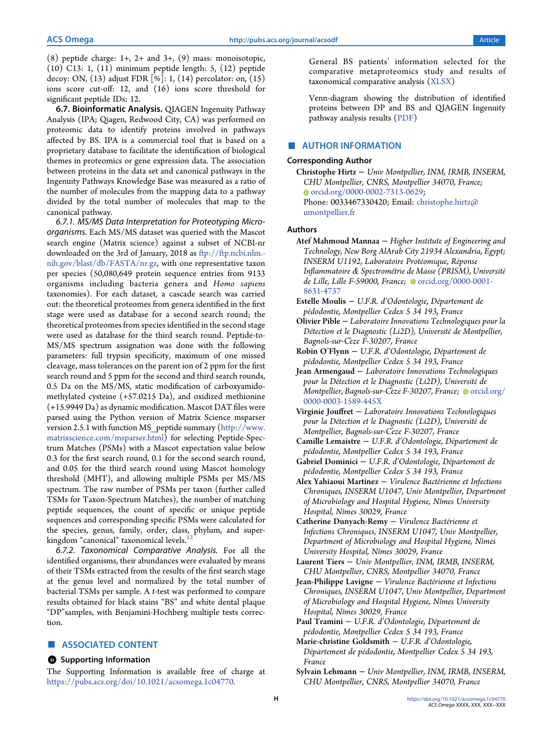(8) peptide charge: 1+, 2+ and 3+, (9) mass: monoisotopic, (10) C13: 1, (11) minimum peptide length: 5, (12) peptide decoy: ON, (13) adjust FDR [%]: 1, (14) percolator: on, (15) ions score cut-off: 12, and (16) ions score threshold for significant peptide IDs: 12.

### 6.7. Bioinformatic Analysis.

QIAGEN Ingenuity Pathway Analysis (IPA; Qiagen, Redwood City, CA) was performed on proteomic data to identify proteins involved in pathways affected by BS. IPA is a commercial tool that is based on a proprietary database to facilitate the identification of biological themes in proteomics or gene expression data. The association between proteins in the data set and canonical pathways in the Ingenuity Pathways Knowledge Base was measured as a ratio of the number of molecules from the mapping data to a pathway divided by the total number of molecules that map to the canonical pathway.

*6.7.1. MS/MS Data Interpretation for Proteotyping Micro-organisms.* Each MS/MS dataset was queried with the Mascot search engine (Matrix science) against a subset of NCBI-nr downloaded on the 3rd of January, 2018 as ftp://ftp.ncbi.nlm.nih.gov/blast/db/FASTA/nr.gz, with one representative taxon per species (50,080,649 protein sequence entries from 9133 organisms including bacteria genera and *Homo sapiens* taxonomies). For each dataset, a cascade search was carried out: the theoretical proteomes from genera identified in the first stage were used as database for a second search round; the theoretical proteomes from species identified in the second stage were used as database for the third search round. Peptide-to-MS/MS spectrum assignation was done with the following parameters: full trypsin specificity, maximum of one missed cleavage, mass tolerances on the parent ion of 2 ppm for the first search round and 5 ppm for the second and third search rounds, 0.5 Da on the MS/MS, static modification of carboxyamidomethylated cysteine (+57.0215 Da), and oxidized methionine (+15.9949 Da) as dynamic modification. Mascot DAT files were parsed using the Python version of Matrix Science msparser version 2.5.1 with function MS_peptide summary (http://www.matrixscience.com/msparser.html) for selecting Peptide-Spectrum Matches (PSMs) with a Mascot expectation value below 0.3 for the first search round, 0.1 for the second search round, and 0.05 for the third search round using Mascot homology threshold (MHT), and allowing multiple PSMs per MS/MS spectrum. The raw number of PSMs per taxon (further called TSMs for Taxon-Spectrum Matches), the number of matching peptide sequences, the count of specific or unique peptide sequences and corresponding specific PSMs were calculated for the species, genus, family, order, class, phylum, and superkingdom "canonical" taxonomical levels.[12]

*6.7.2. Taxonomical Comparative Analysis.* For all the identified organisms, their abundances were evaluated by means of their TSMs extracted from the results of the first search stage at the genus level and normalized by the total number of bacterial TSMs per sample. A *t*-test was performed to compare results obtained for black stains "BS" and white dental plaque "DP"samples, with Benjamini-Hochberg multiple tests correction.

## ■ ASSOCIATED CONTENT

### Supporting Information

The Supporting Information is available free of charge at https://pubs.acs.org/doi/10.1021/acsomega.1c04770.

General BS patients' information selected for the comparative metaproteomics study and results of taxonomical comparative analysis (XLSX)

Venn-diagram showing the distribution of identified proteins between DP and BS and QIAGEN Ingenuity pathway analysis results (PDF)

## ■ AUTHOR INFORMATION

### Corresponding Author

**Christophe Hirtz** − *Univ Montpellier, INM, IRMB, INSERM, CHU Montpellier, CNRS, Montpellier 34070, France;* orcid.org/0000-0002-7313-0629; Phone: 0033467330420; Email: christophe.hirtz@umontpellier.fr

### Authors

**Atef Mahmoud Mannaa** − *Higher Institute of Engineering and Technology, New Borg AlArab City 21934 Alexandria, Egypt; INSERM U1192, Laboratoire Protéomique, Réponse Inflammatoire & Spectrométrie de Masse (PRISM), Université de Lille, Lille F-59000, France;* orcid.org/0000-0001-8631-4737

**Estelle Moulis** − *U.F.R. d'Odontologie, Département de pédodontie, Montpellier Cedex 5 34 193, France*

**Olivier Pible** − *Laboratoire Innovations Technologiques pour la Détection et le Diagnostic (Li2D), Université de Montpellier, Bagnols-sur-Cèze F-30207, France*

**Robin O'Flynn** − *U.F.R. d'Odontologie, Département de pédodontie, Montpellier Cedex 5 34 193, France*

**Jean Armengaud** − *Laboratoire Innovations Technologiques pour la Détection et le Diagnostic (Li2D), Université de Montpellier, Bagnols-sur-Cèze F-30207, France;* orcid.org/0000-0003-1589-445X

**Virginie Jouffret** − *Laboratoire Innovations Technologiques pour la Détection et le Diagnostic (Li2D), Université de Montpellier, Bagnols-sur-Cèze F-30207, France*

**Camille Lemaistre** − *U.F.R. d'Odontologie, Département de pédodontie, Montpellier Cedex 5 34 193, France*

**Gabriel Dominici** − *U.F.R. d'Odontologie, Département de pédodontie, Montpellier Cedex 5 34 193, France*

**Alex Yahiaoui Martinez** − *Virulence Bactérienne et Infections Chroniques, INSERM U1047, Univ Montpellier, Department of Microbiology and Hospital Hygiene, Nîmes University Hospital, Nîmes 30029, France*

**Catherine Dunyach-Remy** − *Virulence Bactérienne et Infections Chroniques, INSERM U1047, Univ Montpellier, Department of Microbiology and Hospital Hygiene, Nîmes University Hospital, Nîmes 30029, France*

**Laurent Tiers** − *Univ Montpellier, INM, IRMB, INSERM, CHU Montpellier, CNRS, Montpellier 34070, France*

**Jean-Philippe Lavigne** − *Virulence Bactérienne et Infections Chroniques, INSERM U1047, Univ Montpellier, Department of Microbiology and Hospital Hygiene, Nîmes University Hospital, Nîmes 30029, France*

**Paul Tramini** − *U.F.R. d'Odontologie, Département de pédodontie, Montpellier Cedex 5 34 193, France*

**Marie-christine Goldsmith** − *U.F.R. d'Odontologie, Département de pédodontie, Montpellier Cedex 5 34 193, France*

**Sylvain Lehmann** − *Univ Montpellier, INM, IRMB, INSERM, CHU Montpellier, CNRS, Montpellier 34070, France*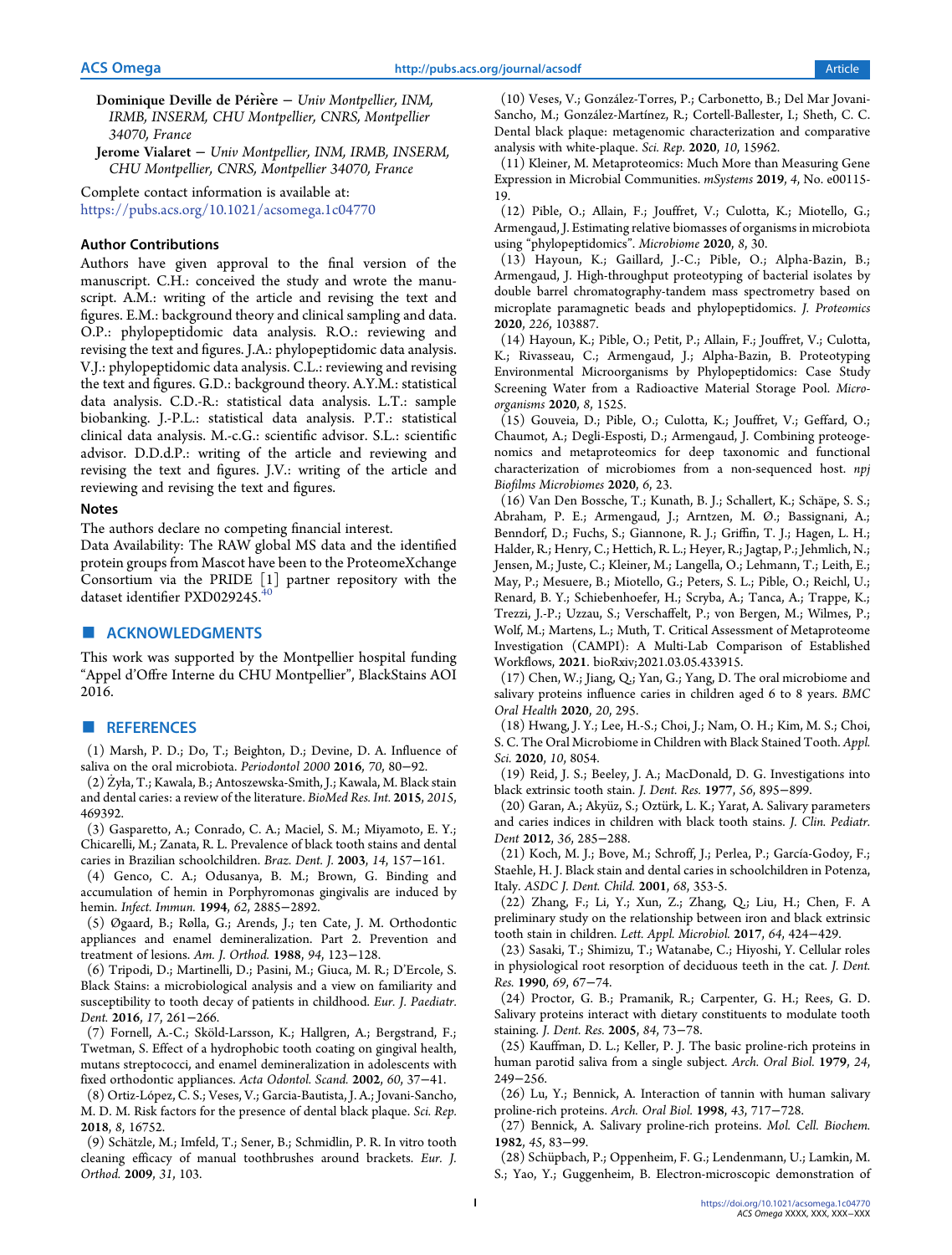Dominique Deville de Périère − *Univ Montpellier, INM, IRMB, INSERM, CHU Montpellier, CNRS, Montpellier 34070, France*

Jerome Vialaret − *Univ Montpellier, INM, IRMB, INSERM, CHU Montpellier, CNRS, Montpellier 34070, France*

Complete contact information is available at: https://pubs.acs.org/10.1021/acsomega.1c04770

### Author Contributions

Authors have given approval to the final version of the manuscript. C.H.: conceived the study and wrote the manuscript. A.M.: writing of the article and revising the text and figures. E.M.: background theory and clinical sampling and data. O.P.: phylopeptidomic data analysis. R.O.: reviewing and revising the text and figures. J.A.: phylopeptidomic data analysis. V.J.: phylopeptidomic data analysis. C.L.: reviewing and revising the text and figures. G.D.: background theory. A.Y.M.: statistical data analysis. C.D.-R.: statistical data analysis. L.T.: sample biobanking. J.-P.L.: statistical data analysis. P.T.: statistical clinical data analysis. M.-c.G.: scientific advisor. S.L.: scientific advisor. D.D.d.P.: writing of the article and reviewing and revising the text and figures. J.V.: writing of the article and reviewing and revising the text and figures.

### Notes

The authors declare no competing financial interest.

Data Availability: The RAW global MS data and the identified protein groups from Mascot have been to the ProteomeXchange Consortium via the PRIDE [1] partner repository with the dataset identifier PXD029245.[40]

## ■ ACKNOWLEDGMENTS

This work was supported by the Montpellier hospital funding "Appel d'Offre Interne du CHU Montpellier", BlackStains AOI 2016.

## ■ REFERENCES

(1) Marsh, P. D.; Do, T.; Beighton, D.; Devine, D. A. Influence of saliva on the oral microbiota. *Periodontol 2000* **2016**, *70*, 80−92.

(2) Żyła, T.; Kawala, B.; Antoszewska-Smith, J.; Kawala, M. Black stain and dental caries: a review of the literature. *BioMed Res. Int.* **2015**, *2015*, 469392.

(3) Gasparetto, A.; Conrado, C. A.; Maciel, S. M.; Miyamoto, E. Y.; Chicarelli, M.; Zanata, R. L. Prevalence of black tooth stains and dental caries in Brazilian schoolchildren. *Braz. Dent. J.* **2003**, *14*, 157−161.

(4) Genco, C. A.; Odusanya, B. M.; Brown, G. Binding and accumulation of hemin in Porphyromonas gingivalis are induced by hemin. *Infect. Immun.* **1994**, *62*, 2885−2892.

(5) Øgaard, B.; Rølla, G.; Arends, J.; ten Cate, J. M. Orthodontic appliances and enamel demineralization. Part 2. Prevention and treatment of lesions. *Am. J. Orthod.* **1988**, *94*, 123−128.

(6) Tripodi, D.; Martinelli, D.; Pasini, M.; Giuca, M. R.; D'Ercole, S. Black Stains: a microbiological analysis and a view on familiarity and susceptibility to tooth decay of patients in childhood. *Eur. J. Paediatr. Dent.* **2016**, *17*, 261−266.

(7) Fornell, A.-C.; Sköld-Larsson, K.; Hallgren, A.; Bergstrand, F.; Twetman, S. Effect of a hydrophobic tooth coating on gingival health, mutans streptococci, and enamel demineralization in adolescents with fixed orthodontic appliances. *Acta Odontol. Scand.* **2002**, *60*, 37−41.

(8) Ortiz-López, C. S.; Veses, V.; Garcia-Bautista, J. A.; Jovani-Sancho, M. D. M. Risk factors for the presence of dental black plaque. *Sci. Rep.* **2018**, *8*, 16752.

(9) Schätzle, M.; Imfeld, T.; Sener, B.; Schmidlin, P. R. In vitro tooth cleaning efficacy of manual toothbrushes around brackets. *Eur. J. Orthod.* **2009**, *31*, 103.

(10) Veses, V.; González-Torres, P.; Carbonetto, B.; Del Mar Jovani-Sancho, M.; González-Martínez, R.; Cortell-Ballester, I.; Sheth, C. C. Dental black plaque: metagenomic characterization and comparative analysis with white-plaque. *Sci. Rep.* **2020**, *10*, 15962.

(11) Kleiner, M. Metaproteomics: Much More than Measuring Gene Expression in Microbial Communities. *mSystems* **2019**, *4*, No. e00115-19.

(12) Pible, O.; Allain, F.; Jouffret, V.; Culotta, K.; Miotello, G.; Armengaud, J. Estimating relative biomasses of organisms in microbiota using "phylopeptidomics". *Microbiome* **2020**, *8*, 30.

(13) Hayoun, K.; Gaillard, J.-C.; Pible, O.; Alpha-Bazin, B.; Armengaud, J. High-throughput proteotyping of bacterial isolates by double barrel chromatography-tandem mass spectrometry based on microplate paramagnetic beads and phylopeptidomics. *J. Proteomics* **2020**, *226*, 103887.

(14) Hayoun, K.; Pible, O.; Petit, P.; Allain, F.; Jouffret, V.; Culotta, K.; Rivasseau, C.; Armengaud, J.; Alpha-Bazin, B. Proteotyping Environmental Microorganisms by Phylopeptidomics: Case Study Screening Water from a Radioactive Material Storage Pool. *Microorganisms* **2020**, *8*, 1525.

(15) Gouveia, D.; Pible, O.; Culotta, K.; Jouffret, V.; Geffard, O.; Chaumot, A.; Degli-Esposti, D.; Armengaud, J. Combining proteogenomics and metaproteomics for deep taxonomic and functional characterization of microbiomes from a non-sequenced host. *npj Biofilms Microbiomes* **2020**, *6*, 23.

(16) Van Den Bossche, T.; Kunath, B. J.; Schallert, K.; Schäpe, S. S.; Abraham, P. E.; Armengaud, J.; Arntzen, M. Ø.; Bassignani, A.; Benndorf, D.; Fuchs, S.; Giannone, R. J.; Griffin, T. J.; Hagen, L. H.; Halder, R.; Henry, C.; Hettich, R. L.; Heyer, R.; Jagtap, P.; Jehmlich, N.; Jensen, M.; Juste, C.; Kleiner, M.; Langella, O.; Lehmann, T.; Leith, E.; May, P.; Mesuere, B.; Miotello, G.; Peters, S. L.; Pible, O.; Reichl, U.; Renard, B. Y.; Schiebenhoefer, H.; Scryba, A.; Tanca, A.; Trappe, K.; Trezzi, J.-P.; Uzzau, S.; Verschaffelt, P.; von Bergen, M.; Wilmes, P.; Wolf, M.; Martens, L.; Muth, T. Critical Assessment of Metaproteome Investigation (CAMPI): A Multi-Lab Comparison of Established Workflows, **2021**. bioRxiv;2021.03.05.433915.

(17) Chen, W.; Jiang, Q.; Yan, G.; Yang, D. The oral microbiome and salivary proteins influence caries in children aged 6 to 8 years. *BMC Oral Health* **2020**, *20*, 295.

(18) Hwang, J. Y.; Lee, H.-S.; Choi, J.; Nam, O. H.; Kim, M. S.; Choi, S. C. The Oral Microbiome in Children with Black Stained Tooth. *Appl. Sci.* **2020**, *10*, 8054.

(19) Reid, J. S.; Beeley, J. A.; MacDonald, D. G. Investigations into black extrinsic tooth stain. *J. Dent. Res.* **1977**, *56*, 895−899.

(20) Garan, A.; Akyüz, S.; Oztürk, L. K.; Yarat, A. Salivary parameters and caries indices in children with black tooth stains. *J. Clin. Pediatr. Dent* **2012**, *36*, 285−288.

(21) Koch, M. J.; Bove, M.; Schroff, J.; Perlea, P.; García-Godoy, F.; Staehle, H. J. Black stain and dental caries in schoolchildren in Potenza, Italy. *ASDC J. Dent. Child.* **2001**, *68*, 353-5.

(22) Zhang, F.; Li, Y.; Xun, Z.; Zhang, Q.; Liu, H.; Chen, F. A preliminary study on the relationship between iron and black extrinsic tooth stain in children. *Lett. Appl. Microbiol.* **2017**, *64*, 424−429.

(23) Sasaki, T.; Shimizu, T.; Watanabe, C.; Hiyoshi, Y. Cellular roles in physiological root resorption of deciduous teeth in the cat. *J. Dent. Res.* **1990**, *69*, 67−74.

(24) Proctor, G. B.; Pramanik, R.; Carpenter, G. H.; Rees, G. D. Salivary proteins interact with dietary constituents to modulate tooth staining. *J. Dent. Res.* **2005**, *84*, 73−78.

(25) Kauffman, D. L.; Keller, P. J. The basic proline-rich proteins in human parotid saliva from a single subject. *Arch. Oral Biol.* **1979**, *24*, 249−256.

(26) Lu, Y.; Bennick, A. Interaction of tannin with human salivary proline-rich proteins. *Arch. Oral Biol.* **1998**, *43*, 717−728.

(27) Bennick, A. Salivary proline-rich proteins. *Mol. Cell. Biochem.* **1982**, *45*, 83−99.

(28) Schüpbach, P.; Oppenheim, F. G.; Lendenmann, U.; Lamkin, M. S.; Yao, Y.; Guggenheim, B. Electron-microscopic demonstration of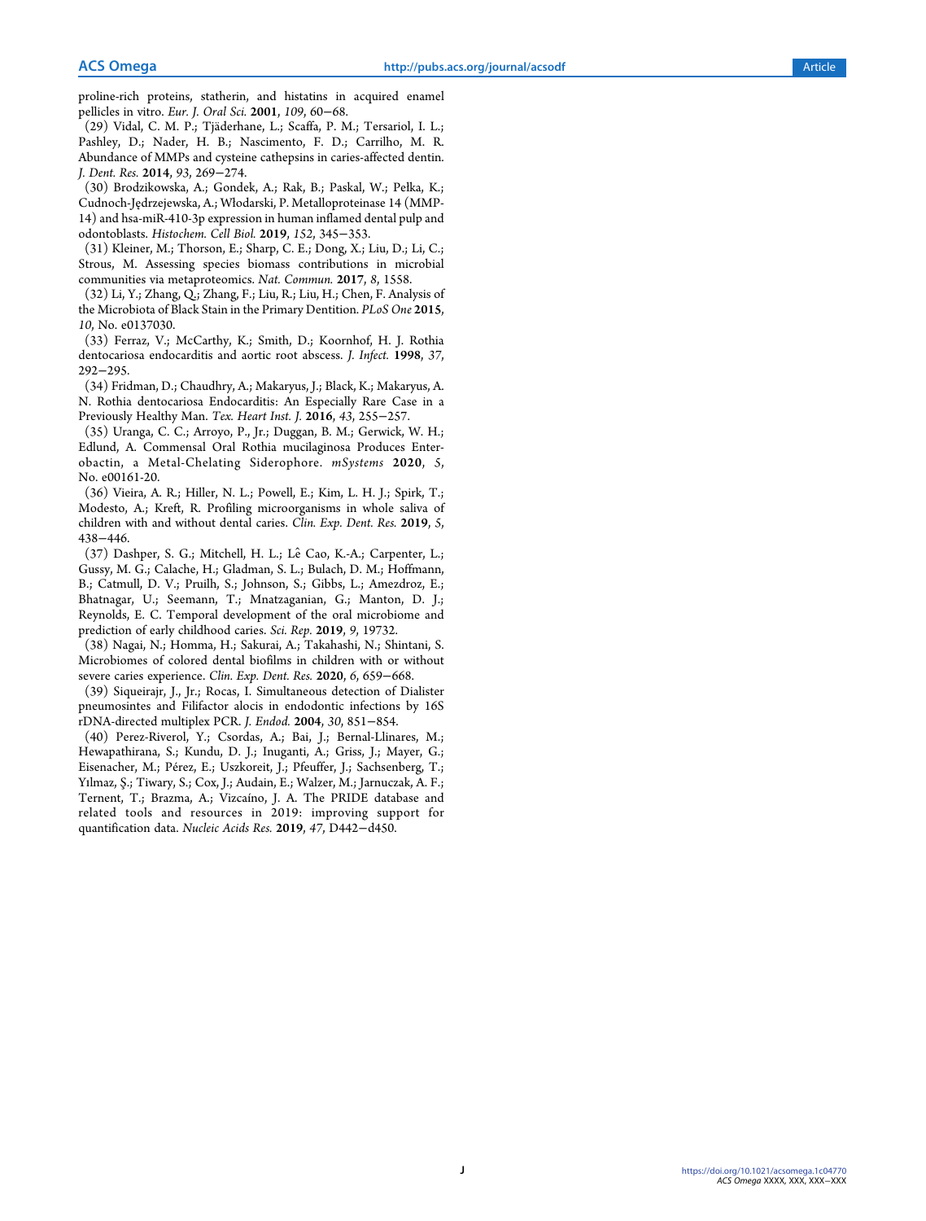proline-rich proteins, statherin, and histatins in acquired enamel pellicles in vitro. *Eur. J. Oral Sci.* **2001**, *109*, 60−68.

(29) Vidal, C. M. P.; Tjäderhane, L.; Scaffa, P. M.; Tersariol, I. L.; Pashley, D.; Nader, H. B.; Nascimento, F. D.; Carrilho, M. R. Abundance of MMPs and cysteine cathepsins in caries-affected dentin. *J. Dent. Res.* **2014**, *93*, 269−274.

(30) Brodzikowska, A.; Gondek, A.; Rak, B.; Paskal, W.; Pełka, K.; Cudnoch-Jędrzejewska, A.; Włodarski, P. Metalloproteinase 14 (MMP-14) and hsa-miR-410-3p expression in human inflamed dental pulp and odontoblasts. *Histochem. Cell Biol.* **2019**, *152*, 345−353.

(31) Kleiner, M.; Thorson, E.; Sharp, C. E.; Dong, X.; Liu, D.; Li, C.; Strous, M. Assessing species biomass contributions in microbial communities via metaproteomics. *Nat. Commun.* **2017**, *8*, 1558.

(32) Li, Y.; Zhang, Q.; Zhang, F.; Liu, R.; Liu, H.; Chen, F. Analysis of the Microbiota of Black Stain in the Primary Dentition. *PLoS One* **2015**, *10*, No. e0137030.

(33) Ferraz, V.; McCarthy, K.; Smith, D.; Koornhof, H. J. Rothia dentocariosa endocarditis and aortic root abscess. *J. Infect.* **1998**, *37*, 292−295.

(34) Fridman, D.; Chaudhry, A.; Makaryus, J.; Black, K.; Makaryus, A. N. Rothia dentocariosa Endocarditis: An Especially Rare Case in a Previously Healthy Man. *Tex. Heart Inst. J.* **2016**, *43*, 255−257.

(35) Uranga, C. C.; Arroyo, P., Jr.; Duggan, B. M.; Gerwick, W. H.; Edlund, A. Commensal Oral Rothia mucilaginosa Produces Enterobactin, a Metal-Chelating Siderophore. *mSystems* **2020**, *5*, No. e00161-20.

(36) Vieira, A. R.; Hiller, N. L.; Powell, E.; Kim, L. H. J.; Spirk, T.; Modesto, A.; Kreft, R. Profiling microorganisms in whole saliva of children with and without dental caries. *Clin. Exp. Dent. Res.* **2019**, *5*, 438−446.

(37) Dashper, S. G.; Mitchell, H. L.; Lê Cao, K.-A.; Carpenter, L.; Gussy, M. G.; Calache, H.; Gladman, S. L.; Bulach, D. M.; Hoffmann, B.; Catmull, D. V.; Pruilh, S.; Johnson, S.; Gibbs, L.; Amezdroz, E.; Bhatnagar, U.; Seemann, T.; Mnatzaganian, G.; Manton, D. J.; Reynolds, E. C. Temporal development of the oral microbiome and prediction of early childhood caries. *Sci. Rep.* **2019**, *9*, 19732.

(38) Nagai, N.; Homma, H.; Sakurai, A.; Takahashi, N.; Shintani, S. Microbiomes of colored dental biofilms in children with or without severe caries experience. *Clin. Exp. Dent. Res.* **2020**, *6*, 659−668.

(39) Siqueirajr, J., Jr.; Rocas, I. Simultaneous detection of Dialister pneumosintes and Filifactor alocis in endodontic infections by 16S rDNA-directed multiplex PCR. *J. Endod.* **2004**, *30*, 851−854.

(40) Perez-Riverol, Y.; Csordas, A.; Bai, J.; Bernal-Llinares, M.; Hewapathirana, S.; Kundu, D. J.; Inuganti, A.; Griss, J.; Mayer, G.; Eisenacher, M.; Pérez, E.; Uszkoreit, J.; Pfeuffer, J.; Sachsenberg, T.; Yılmaz, Ş.; Tiwary, S.; Cox, J.; Audain, E.; Walzer, M.; Jarnuczak, A. F.; Ternent, T.; Brazma, A.; Vizcaíno, J. A. The PRIDE database and related tools and resources in 2019: improving support for quantification data. *Nucleic Acids Res.* **2019**, *47*, D442−d450.